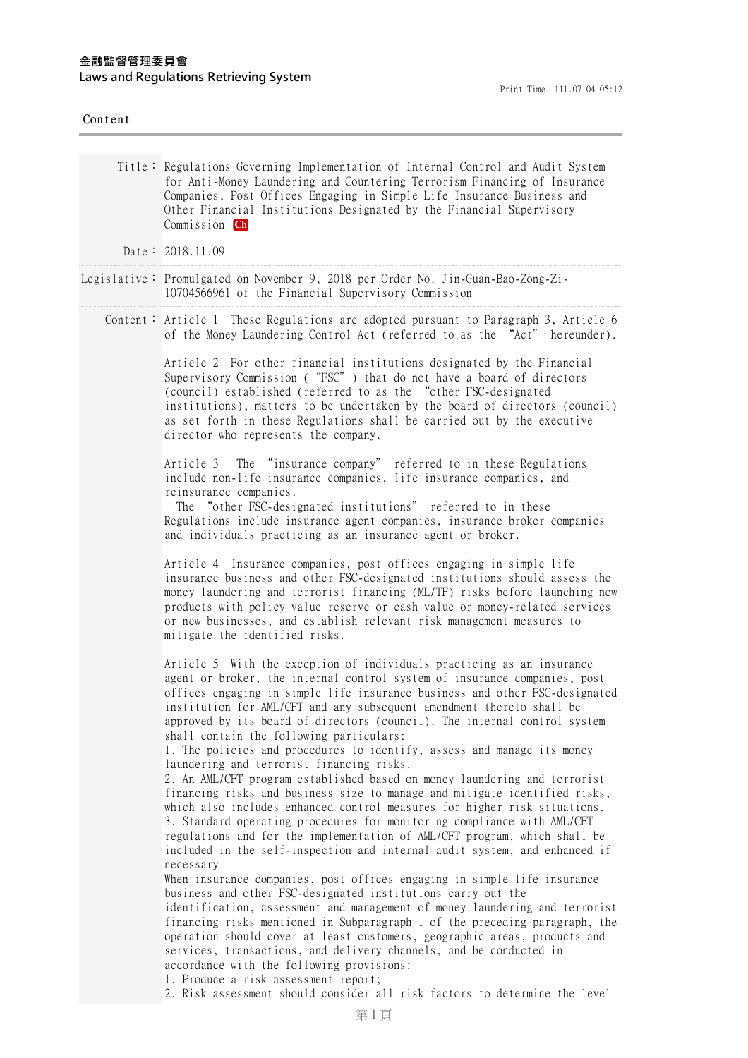Title: Regulations Governing Implementation of Internal Control and Audit System for Anti-Money Laundering and Countering Terrorism Financing of Insurance Companies, Post Offices Engaging in Simple Life Insurance Business and Other Financial Institutions Designated by the Financial Supervisory Commission Ch

Date: 2018.11.09

Legislative: Promulgated on November 9, 2018 per Order No. Jin-Guan-Bao-Zong-Zi-10704566961 of the Financial Supervisory Commission

Content:

Article 1 These Regulations are adopted pursuant to Paragraph 3, Article 6 of the Money Laundering Control Act (referred to as the "Act" hereunder).

Article 2 For other financial institutions designated by the Financial Supervisory Commission ("FSC") that do not have a board of directors (council) established (referred to as the "other FSC-designated institutions), matters to be undertaken by the board of directors (council) as set forth in these Regulations shall be carried out by the executive director who represents the company.

Article 3 The "insurance company" referred to in these Regulations include non-life insurance companies, life insurance companies, and reinsurance companies.

The "other FSC-designated institutions" referred to in these Regulations include insurance agent companies, insurance broker companies and individuals practicing as an insurance agent or broker.

Article 4 Insurance companies, post offices engaging in simple life insurance business and other FSC-designated institutions should assess the money laundering and terrorist financing (ML/TF) risks before launching new products with policy value reserve or cash value or money-related services or new businesses, and establish relevant risk management measures to mitigate the identified risks.

Article 5 With the exception of individuals practicing as an insurance agent or broker, the internal control system of insurance companies, post offices engaging in simple life insurance business and other FSC-designated institution for AML/CFT and any subsequent amendment thereto shall be approved by its board of directors (council). The internal control system shall contain the following particulars:

1. The policies and procedures to identify, assess and manage its money laundering and terrorist financing risks.
2. An AML/CFT program established based on money laundering and terrorist financing risks and business size to manage and mitigate identified risks, which also includes enhanced control measures for higher risk situations.
3. Standard operating procedures for monitoring compliance with AML/CFT regulations and for the implementation of AML/CFT program, which shall be included in the self-inspection and internal audit system, and enhanced if necessary

When insurance companies, post offices engaging in simple life insurance business and other FSC-designated institutions carry out the identification, assessment and management of money laundering and terrorist financing risks mentioned in Subparagraph 1 of the preceding paragraph, the operation should cover at least customers, geographic areas, products and services, transactions, and delivery channels, and be conducted in accordance with the following provisions:

1. Produce a risk assessment report;
2. Risk assessment should consider all risk factors to determine the level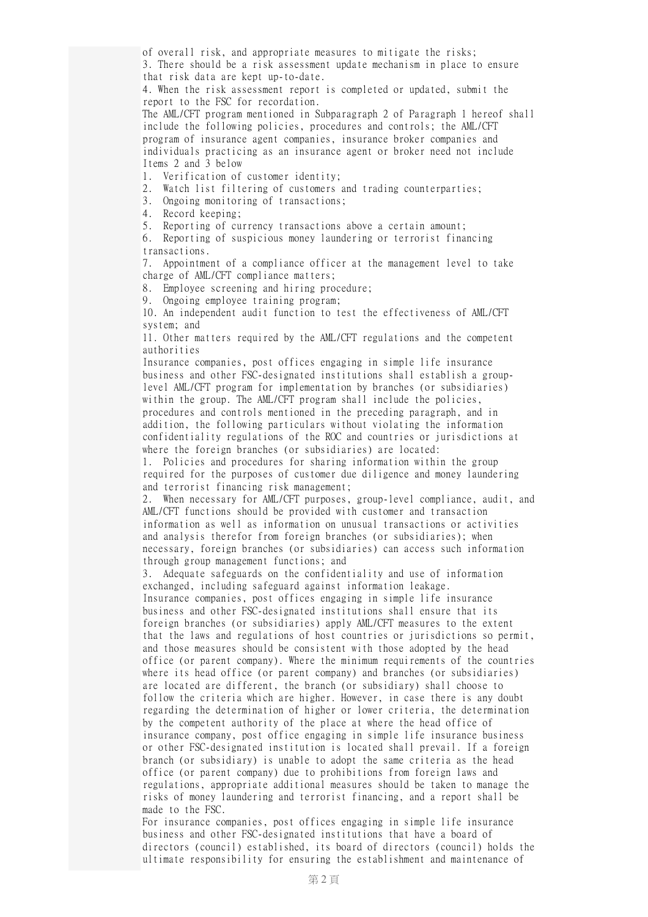of overall risk, and appropriate measures to mitigate the risks;

3. There should be a risk assessment update mechanism in place to ensure that risk data are kept up-to-date.

4. When the risk assessment report is completed or updated, submit the report to the FSC for recordation.

The AML/CFT program mentioned in Subparagraph 2 of Paragraph 1 hereof shall include the following policies, procedures and controls; the AML/CFT program of insurance agent companies, insurance broker companies and individuals practicing as an insurance agent or broker need not include Items 2 and 3 below

1. Verification of customer identity;
2. Watch list filtering of customers and trading counterparties;
3. Ongoing monitoring of transactions;
4. Record keeping;
5. Reporting of currency transactions above a certain amount;
6. Reporting of suspicious money laundering or terrorist financing transactions.
7. Appointment of a compliance officer at the management level to take charge of AML/CFT compliance matters;
8. Employee screening and hiring procedure;
9. Ongoing employee training program;
10. An independent audit function to test the effectiveness of AML/CFT system; and
11. Other matters required by the AML/CFT regulations and the competent authorities

Insurance companies, post offices engaging in simple life insurance business and other FSC-designated institutions shall establish a group-level AML/CFT program for implementation by branches (or subsidiaries) within the group. The AML/CFT program shall include the policies, procedures and controls mentioned in the preceding paragraph, and in addition, the following particulars without violating the information confidentiality regulations of the ROC and countries or jurisdictions at where the foreign branches (or subsidiaries) are located:

1. Policies and procedures for sharing information within the group required for the purposes of customer due diligence and money laundering and terrorist financing risk management;
2. When necessary for AML/CFT purposes, group-level compliance, audit, and AML/CFT functions should be provided with customer and transaction information as well as information on unusual transactions or activities and analysis therefor from foreign branches (or subsidiaries); when necessary, foreign branches (or subsidiaries) can access such information through group management functions; and
3. Adequate safeguards on the confidentiality and use of information exchanged, including safeguard against information leakage.

Insurance companies, post offices engaging in simple life insurance business and other FSC-designated institutions shall ensure that its foreign branches (or subsidiaries) apply AML/CFT measures to the extent that the laws and regulations of host countries or jurisdictions so permit, and those measures should be consistent with those adopted by the head office (or parent company). Where the minimum requirements of the countries where its head office (or parent company) and branches (or subsidiaries) are located are different, the branch (or subsidiary) shall choose to follow the criteria which are higher. However, in case there is any doubt regarding the determination of higher or lower criteria, the determination by the competent authority of the place at where the head office of insurance company, post office engaging in simple life insurance business or other FSC-designated institution is located shall prevail. If a foreign branch (or subsidiary) is unable to adopt the same criteria as the head office (or parent company) due to prohibitions from foreign laws and regulations, appropriate additional measures should be taken to manage the risks of money laundering and terrorist financing, and a report shall be made to the FSC.

For insurance companies, post offices engaging in simple life insurance business and other FSC-designated institutions that have a board of directors (council) established, its board of directors (council) holds the ultimate responsibility for ensuring the establishment and maintenance of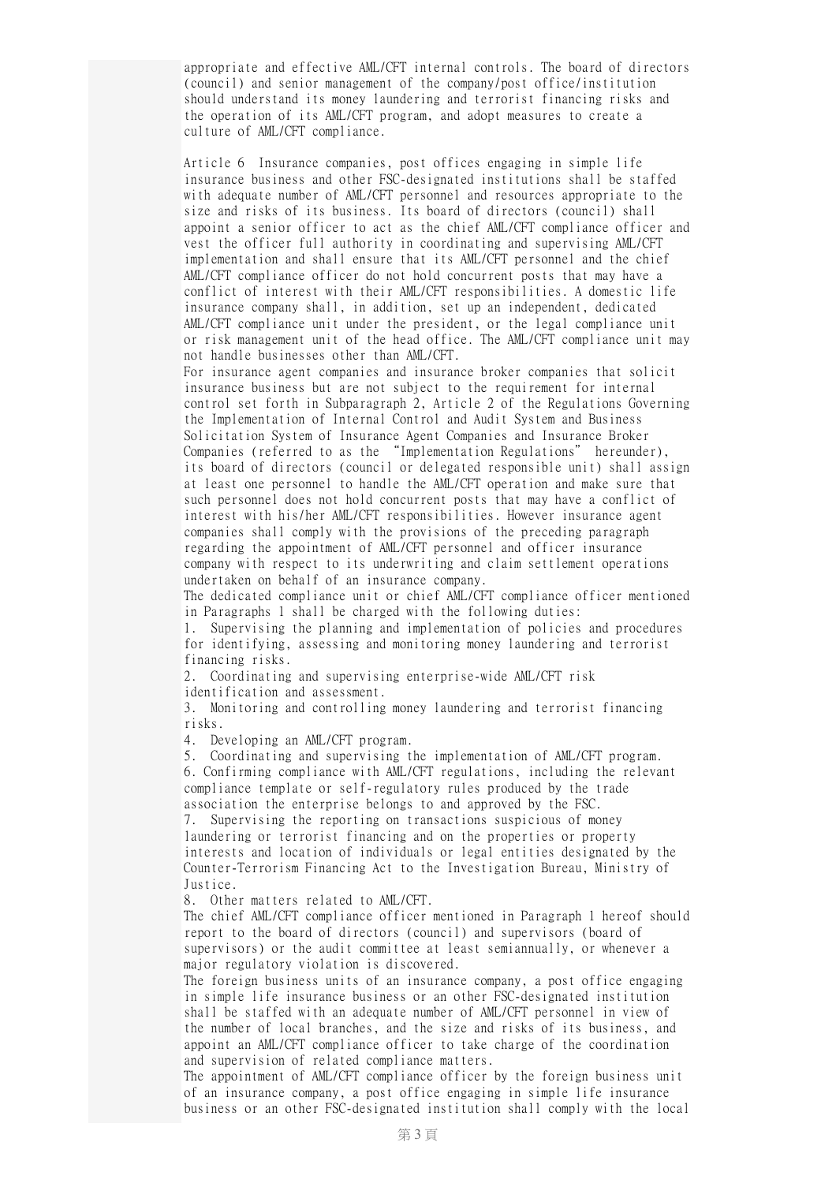appropriate and effective AML/CFT internal controls. The board of directors (council) and senior management of the company/post office/institution should understand its money laundering and terrorist financing risks and the operation of its AML/CFT program, and adopt measures to create a culture of AML/CFT compliance.

Article 6 Insurance companies, post offices engaging in simple life insurance business and other FSC-designated institutions shall be staffed with adequate number of AML/CFT personnel and resources appropriate to the size and risks of its business. Its board of directors (council) shall appoint a senior officer to act as the chief AML/CFT compliance officer and vest the officer full authority in coordinating and supervising AML/CFT implementation and shall ensure that its AML/CFT personnel and the chief AML/CFT compliance officer do not hold concurrent posts that may have a conflict of interest with their AML/CFT responsibilities. A domestic life insurance company shall, in addition, set up an independent, dedicated AML/CFT compliance unit under the president, or the legal compliance unit or risk management unit of the head office. The AML/CFT compliance unit may not handle businesses other than AML/CFT.

For insurance agent companies and insurance broker companies that solicit insurance business but are not subject to the requirement for internal control set forth in Subparagraph 2, Article 2 of the Regulations Governing the Implementation of Internal Control and Audit System and Business Solicitation System of Insurance Agent Companies and Insurance Broker Companies (referred to as the "Implementation Regulations" hereunder), its board of directors (council or delegated responsible unit) shall assign at least one personnel to handle the AML/CFT operation and make sure that such personnel does not hold concurrent posts that may have a conflict of interest with his/her AML/CFT responsibilities. However insurance agent companies shall comply with the provisions of the preceding paragraph regarding the appointment of AML/CFT personnel and officer insurance company with respect to its underwriting and claim settlement operations undertaken on behalf of an insurance company.

The dedicated compliance unit or chief AML/CFT compliance officer mentioned in Paragraphs 1 shall be charged with the following duties:

1. Supervising the planning and implementation of policies and procedures for identifying, assessing and monitoring money laundering and terrorist financing risks.
2. Coordinating and supervising enterprise-wide AML/CFT risk identification and assessment.
3. Monitoring and controlling money laundering and terrorist financing risks.
4. Developing an AML/CFT program.
5. Coordinating and supervising the implementation of AML/CFT program.
6. Confirming compliance with AML/CFT regulations, including the relevant compliance template or self-regulatory rules produced by the trade association the enterprise belongs to and approved by the FSC.
7. Supervising the reporting on transactions suspicious of money laundering or terrorist financing and on the properties or property interests and location of individuals or legal entities designated by the Counter-Terrorism Financing Act to the Investigation Bureau, Ministry of Justice.
8. Other matters related to AML/CFT.

The chief AML/CFT compliance officer mentioned in Paragraph 1 hereof should report to the board of directors (council) and supervisors (board of supervisors) or the audit committee at least semiannually, or whenever a major regulatory violation is discovered.

The foreign business units of an insurance company, a post office engaging in simple life insurance business or an other FSC-designated institution shall be staffed with an adequate number of AML/CFT personnel in view of the number of local branches, and the size and risks of its business, and appoint an AML/CFT compliance officer to take charge of the coordination and supervision of related compliance matters.

The appointment of AML/CFT compliance officer by the foreign business unit of an insurance company, a post office engaging in simple life insurance business or an other FSC-designated institution shall comply with the local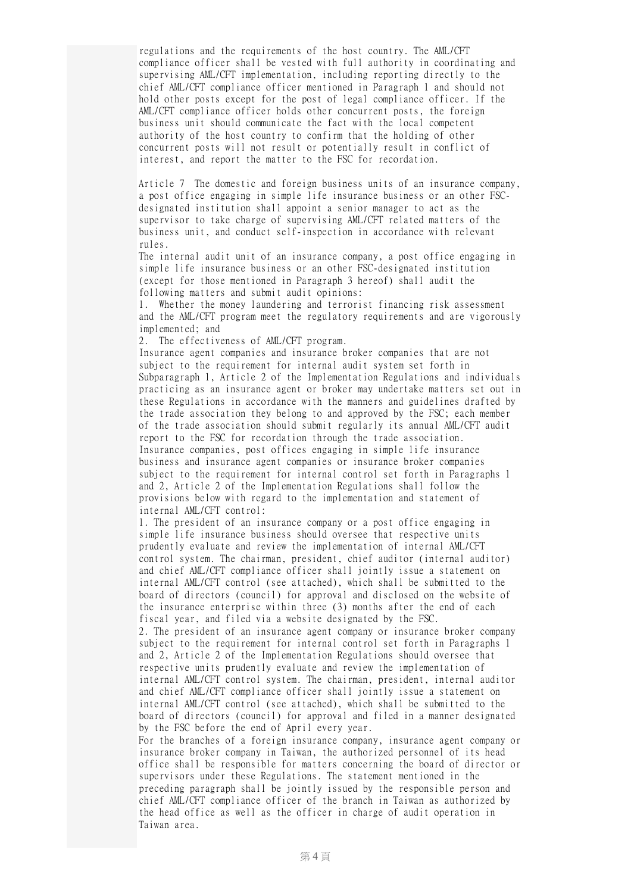regulations and the requirements of the host country. The AML/CFT compliance officer shall be vested with full authority in coordinating and supervising AML/CFT implementation, including reporting directly to the chief AML/CFT compliance officer mentioned in Paragraph 1 and should not hold other posts except for the post of legal compliance officer. If the AML/CFT compliance officer holds other concurrent posts, the foreign business unit should communicate the fact with the local competent authority of the host country to confirm that the holding of other concurrent posts will not result or potentially result in conflict of interest, and report the matter to the FSC for recordation.

Article 7 The domestic and foreign business units of an insurance company, a post office engaging in simple life insurance business or an other FSC-designated institution shall appoint a senior manager to act as the supervisor to take charge of supervising AML/CFT related matters of the business unit, and conduct self-inspection in accordance with relevant rules.

The internal audit unit of an insurance company, a post office engaging in simple life insurance business or an other FSC-designated institution (except for those mentioned in Paragraph 3 hereof) shall audit the following matters and submit audit opinions:

1. Whether the money laundering and terrorist financing risk assessment and the AML/CFT program meet the regulatory requirements and are vigorously implemented; and
2. The effectiveness of AML/CFT program.

Insurance agent companies and insurance broker companies that are not subject to the requirement for internal audit system set forth in Subparagraph 1, Article 2 of the Implementation Regulations and individuals practicing as an insurance agent or broker may undertake matters set out in these Regulations in accordance with the manners and guidelines drafted by the trade association they belong to and approved by the FSC; each member of the trade association should submit regularly its annual AML/CFT audit report to the FSC for recordation through the trade association.

Insurance companies, post offices engaging in simple life insurance business and insurance agent companies or insurance broker companies subject to the requirement for internal control set forth in Paragraphs 1 and 2, Article 2 of the Implementation Regulations shall follow the provisions below with regard to the implementation and statement of internal AML/CFT control:

1. The president of an insurance company or a post office engaging in simple life insurance business should oversee that respective units prudently evaluate and review the implementation of internal AML/CFT control system. The chairman, president, chief auditor (internal auditor) and chief AML/CFT compliance officer shall jointly issue a statement on internal AML/CFT control (see attached), which shall be submitted to the board of directors (council) for approval and disclosed on the website of the insurance enterprise within three (3) months after the end of each fiscal year, and filed via a website designated by the FSC.
2. The president of an insurance agent company or insurance broker company subject to the requirement for internal control set forth in Paragraphs 1 and 2, Article 2 of the Implementation Regulations should oversee that respective units prudently evaluate and review the implementation of internal AML/CFT control system. The chairman, president, internal auditor and chief AML/CFT compliance officer shall jointly issue a statement on internal AML/CFT control (see attached), which shall be submitted to the board of directors (council) for approval and filed in a manner designated by the FSC before the end of April every year.

For the branches of a foreign insurance company, insurance agent company or insurance broker company in Taiwan, the authorized personnel of its head office shall be responsible for matters concerning the board of director or supervisors under these Regulations. The statement mentioned in the preceding paragraph shall be jointly issued by the responsible person and chief AML/CFT compliance officer of the branch in Taiwan as authorized by the head office as well as the officer in charge of audit operation in Taiwan area.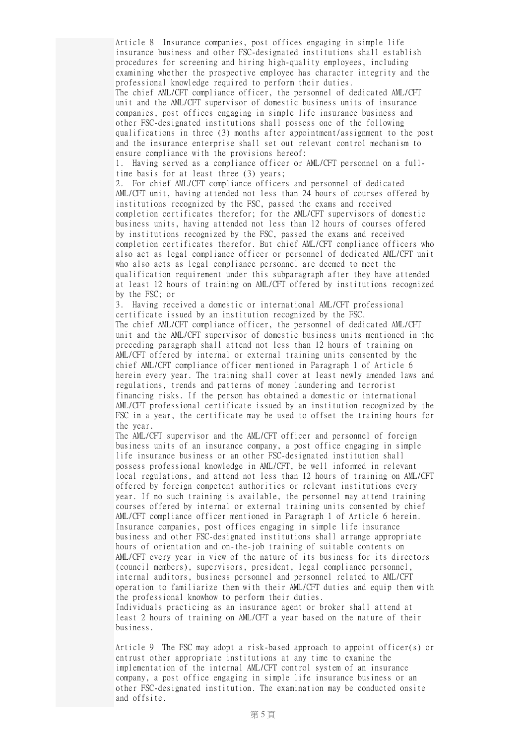Article 8 Insurance companies, post offices engaging in simple life insurance business and other FSC-designated institutions shall establish procedures for screening and hiring high-quality employees, including examining whether the prospective employee has character integrity and the professional knowledge required to perform their duties.

The chief AML/CFT compliance officer, the personnel of dedicated AML/CFT unit and the AML/CFT supervisor of domestic business units of insurance companies, post offices engaging in simple life insurance business and other FSC-designated institutions shall possess one of the following qualifications in three (3) months after appointment/assignment to the post and the insurance enterprise shall set out relevant control mechanism to ensure compliance with the provisions hereof:

1. Having served as a compliance officer or AML/CFT personnel on a full-time basis for at least three (3) years;
2. For chief AML/CFT compliance officers and personnel of dedicated AML/CFT unit, having attended not less than 24 hours of courses offered by institutions recognized by the FSC, passed the exams and received completion certificates therefor; for the AML/CFT supervisors of domestic business units, having attended not less than 12 hours of courses offered by institutions recognized by the FSC, passed the exams and received completion certificates therefor. But chief AML/CFT compliance officers who also act as legal compliance officer or personnel of dedicated AML/CFT unit who also acts as legal compliance personnel are deemed to meet the qualification requirement under this subparagraph after they have attended at least 12 hours of training on AML/CFT offered by institutions recognized by the FSC; or
3. Having received a domestic or international AML/CFT professional certificate issued by an institution recognized by the FSC.

The chief AML/CFT compliance officer, the personnel of dedicated AML/CFT unit and the AML/CFT supervisor of domestic business units mentioned in the preceding paragraph shall attend not less than 12 hours of training on AML/CFT offered by internal or external training units consented by the chief AML/CFT compliance officer mentioned in Paragraph 1 of Article 6 herein every year. The training shall cover at least newly amended laws and regulations, trends and patterns of money laundering and terrorist financing risks. If the person has obtained a domestic or international AML/CFT professional certificate issued by an institution recognized by the FSC in a year, the certificate may be used to offset the training hours for the year.

The AML/CFT supervisor and the AML/CFT officer and personnel of foreign business units of an insurance company, a post office engaging in simple life insurance business or an other FSC-designated institution shall possess professional knowledge in AML/CFT, be well informed in relevant local regulations, and attend not less than 12 hours of training on AML/CFT offered by foreign competent authorities or relevant institutions every year. If no such training is available, the personnel may attend training courses offered by internal or external training units consented by chief AML/CFT compliance officer mentioned in Paragraph 1 of Article 6 herein.

Insurance companies, post offices engaging in simple life insurance business and other FSC-designated institutions shall arrange appropriate hours of orientation and on-the-job training of suitable contents on AML/CFT every year in view of the nature of its business for its directors (council members), supervisors, president, legal compliance personnel, internal auditors, business personnel and personnel related to AML/CFT operation to familiarize them with their AML/CFT duties and equip them with the professional knowhow to perform their duties.

Individuals practicing as an insurance agent or broker shall attend at least 2 hours of training on AML/CFT a year based on the nature of their business.

Article 9 The FSC may adopt a risk-based approach to appoint officer(s) or entrust other appropriate institutions at any time to examine the implementation of the internal AML/CFT control system of an insurance company, a post office engaging in simple life insurance business or an other FSC-designated institution. The examination may be conducted onsite and offsite.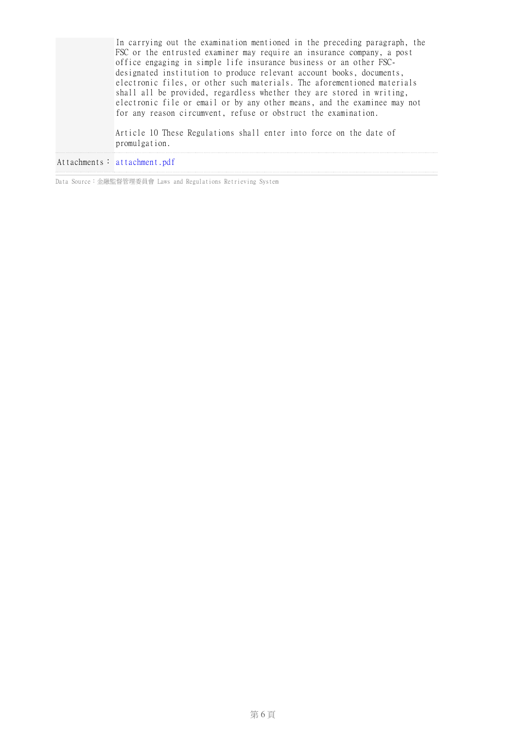In carrying out the examination mentioned in the preceding paragraph, the FSC or the entrusted examiner may require an insurance company, a post office engaging in simple life insurance business or an other FSC-designated institution to produce relevant account books, documents, electronic files, or other such materials. The aforementioned materials shall all be provided, regardless whether they are stored in writing, electronic file or email or by any other means, and the examinee may not for any reason circumvent, refuse or obstruct the examination.

Article 10 These Regulations shall enter into force on the date of promulgation.

Attachments： attachment.pdf

Data Source：金融監督管理委員會 Laws and Regulations Retrieving System